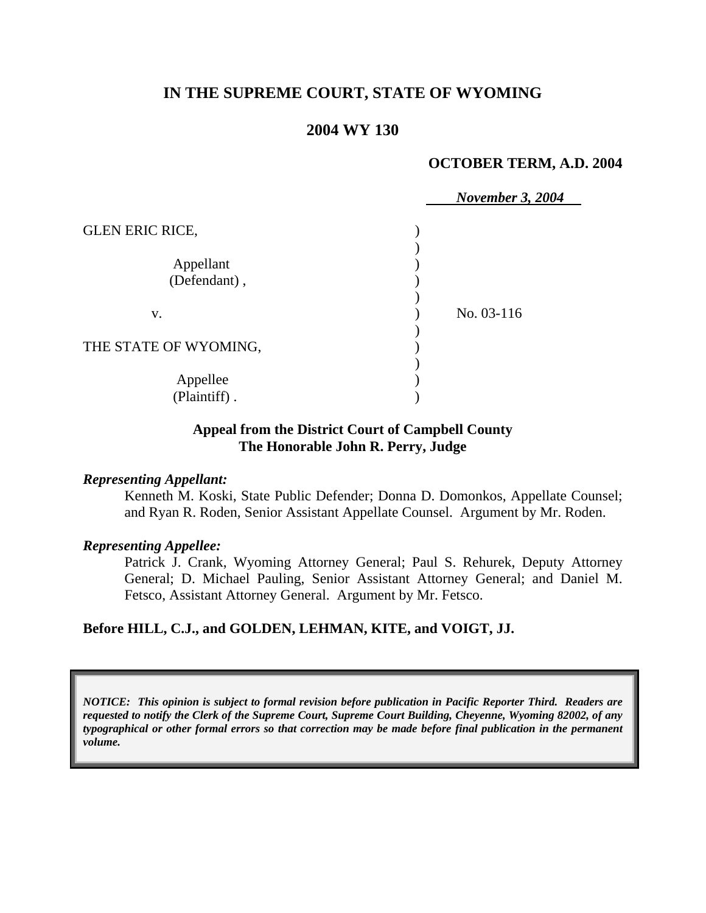**IN THE SUPREME COURT, STATE OF WYOMING**

**2004 WY 130**

**OCTOBER TERM, A.D. 2004**

***November 3, 2004***

GLEN ERIC RICE,

Appellant
(Defendant) ,

v.

No. 03-116

THE STATE OF WYOMING,

Appellee
(Plaintiff) .

**Appeal from the District Court of Campbell County**
**The Honorable John R. Perry, Judge**

***Representing Appellant:***

Kenneth M. Koski, State Public Defender; Donna D. Domonkos, Appellate Counsel; and Ryan R. Roden, Senior Assistant Appellate Counsel. Argument by Mr. Roden.

***Representing Appellee:***

Patrick J. Crank, Wyoming Attorney General; Paul S. Rehurek, Deputy Attorney General; D. Michael Pauling, Senior Assistant Attorney General; and Daniel M. Fetsco, Assistant Attorney General. Argument by Mr. Fetsco.

**Before HILL, C.J., and GOLDEN, LEHMAN, KITE, and VOIGT, JJ.**

*NOTICE: This opinion is subject to formal revision before publication in Pacific Reporter Third. Readers are requested to notify the Clerk of the Supreme Court, Supreme Court Building, Cheyenne, Wyoming 82002, of any typographical or other formal errors so that correction may be made before final publication in the permanent volume.*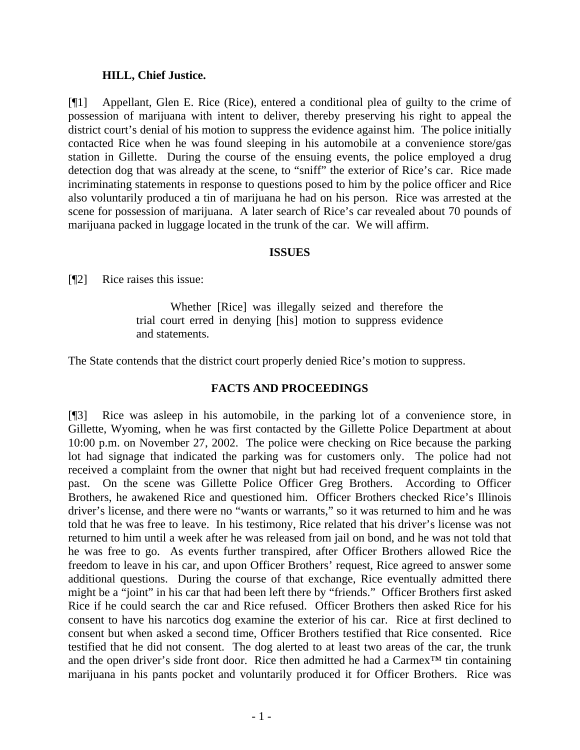**HILL, Chief Justice.**

[¶1] Appellant, Glen E. Rice (Rice), entered a conditional plea of guilty to the crime of possession of marijuana with intent to deliver, thereby preserving his right to appeal the district court's denial of his motion to suppress the evidence against him. The police initially contacted Rice when he was found sleeping in his automobile at a convenience store/gas station in Gillette. During the course of the ensuing events, the police employed a drug detection dog that was already at the scene, to "sniff" the exterior of Rice's car. Rice made incriminating statements in response to questions posed to him by the police officer and Rice also voluntarily produced a tin of marijuana he had on his person. Rice was arrested at the scene for possession of marijuana. A later search of Rice's car revealed about 70 pounds of marijuana packed in luggage located in the trunk of the car. We will affirm.

## ISSUES

[¶2] Rice raises this issue:

> Whether [Rice] was illegally seized and therefore the trial court erred in denying [his] motion to suppress evidence and statements.

The State contends that the district court properly denied Rice's motion to suppress.

## FACTS AND PROCEEDINGS

[¶3] Rice was asleep in his automobile, in the parking lot of a convenience store, in Gillette, Wyoming, when he was first contacted by the Gillette Police Department at about 10:00 p.m. on November 27, 2002. The police were checking on Rice because the parking lot had signage that indicated the parking was for customers only. The police had not received a complaint from the owner that night but had received frequent complaints in the past. On the scene was Gillette Police Officer Greg Brothers. According to Officer Brothers, he awakened Rice and questioned him. Officer Brothers checked Rice's Illinois driver's license, and there were no "wants or warrants," so it was returned to him and he was told that he was free to leave. In his testimony, Rice related that his driver's license was not returned to him until a week after he was released from jail on bond, and he was not told that he was free to go. As events further transpired, after Officer Brothers allowed Rice the freedom to leave in his car, and upon Officer Brothers' request, Rice agreed to answer some additional questions. During the course of that exchange, Rice eventually admitted there might be a "joint" in his car that had been left there by "friends." Officer Brothers first asked Rice if he could search the car and Rice refused. Officer Brothers then asked Rice for his consent to have his narcotics dog examine the exterior of his car. Rice at first declined to consent but when asked a second time, Officer Brothers testified that Rice consented. Rice testified that he did not consent. The dog alerted to at least two areas of the car, the trunk and the open driver's side front door. Rice then admitted he had a Carmex™ tin containing marijuana in his pants pocket and voluntarily produced it for Officer Brothers. Rice was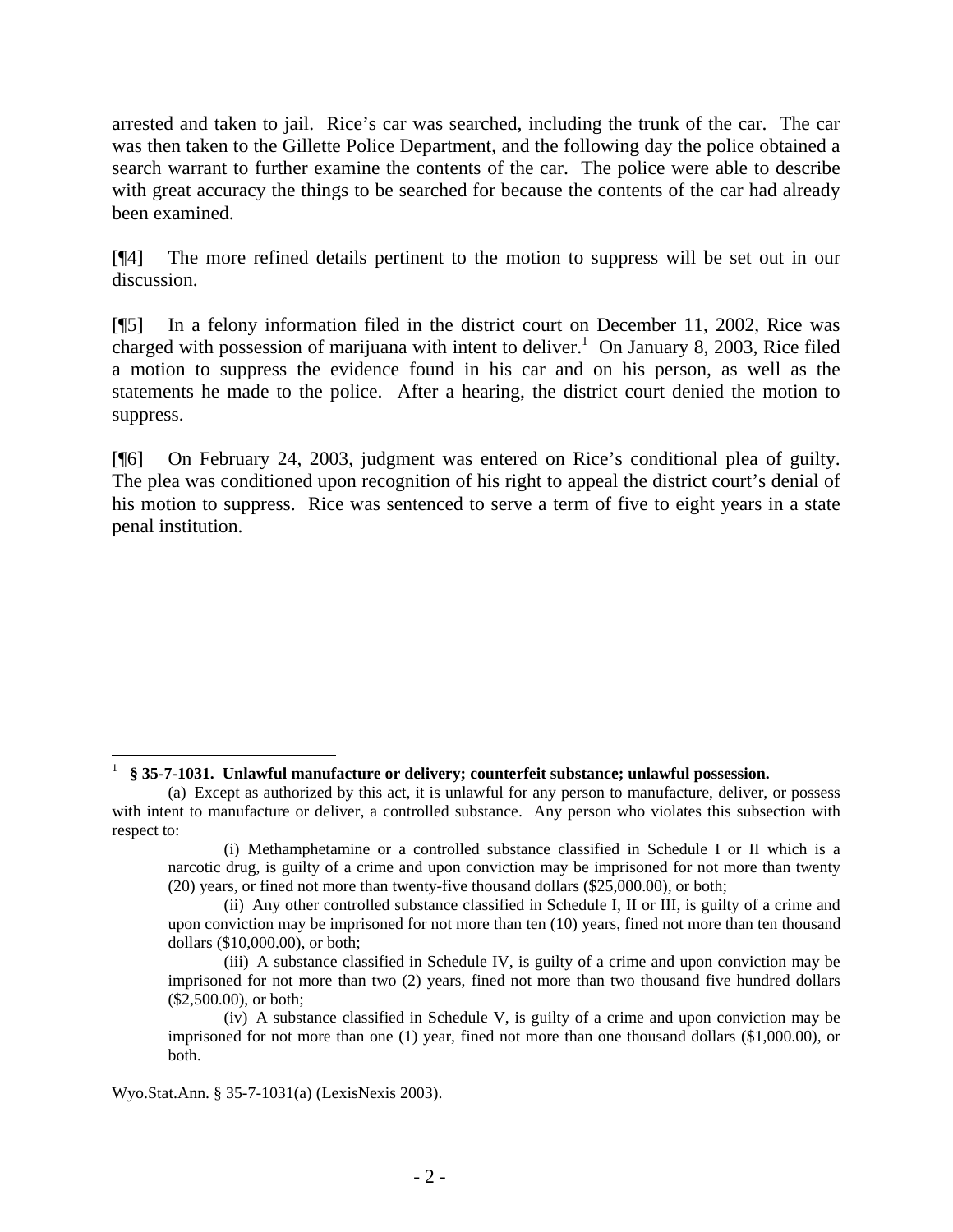arrested and taken to jail. Rice's car was searched, including the trunk of the car. The car was then taken to the Gillette Police Department, and the following day the police obtained a search warrant to further examine the contents of the car. The police were able to describe with great accuracy the things to be searched for because the contents of the car had already been examined.

[¶4] The more refined details pertinent to the motion to suppress will be set out in our discussion.

[¶5] In a felony information filed in the district court on December 11, 2002, Rice was charged with possession of marijuana with intent to deliver.[1] On January 8, 2003, Rice filed a motion to suppress the evidence found in his car and on his person, as well as the statements he made to the police. After a hearing, the district court denied the motion to suppress.

[¶6] On February 24, 2003, judgment was entered on Rice's conditional plea of guilty. The plea was conditioned upon recognition of his right to appeal the district court's denial of his motion to suppress. Rice was sentenced to serve a term of five to eight years in a state penal institution.

---

[1] **§ 35-7-1031. Unlawful manufacture or delivery; counterfeit substance; unlawful possession.**

(a) Except as authorized by this act, it is unlawful for any person to manufacture, deliver, or possess with intent to manufacture or deliver, a controlled substance. Any person who violates this subsection with respect to:

(i) Methamphetamine or a controlled substance classified in Schedule I or II which is a narcotic drug, is guilty of a crime and upon conviction may be imprisoned for not more than twenty (20) years, or fined not more than twenty-five thousand dollars ($25,000.00), or both;

(ii) Any other controlled substance classified in Schedule I, II or III, is guilty of a crime and upon conviction may be imprisoned for not more than ten (10) years, fined not more than ten thousand dollars ($10,000.00), or both;

(iii) A substance classified in Schedule IV, is guilty of a crime and upon conviction may be imprisoned for not more than two (2) years, fined not more than two thousand five hundred dollars ($2,500.00), or both;

(iv) A substance classified in Schedule V, is guilty of a crime and upon conviction may be imprisoned for not more than one (1) year, fined not more than one thousand dollars ($1,000.00), or both.

Wyo.Stat.Ann. § 35-7-1031(a) (LexisNexis 2003).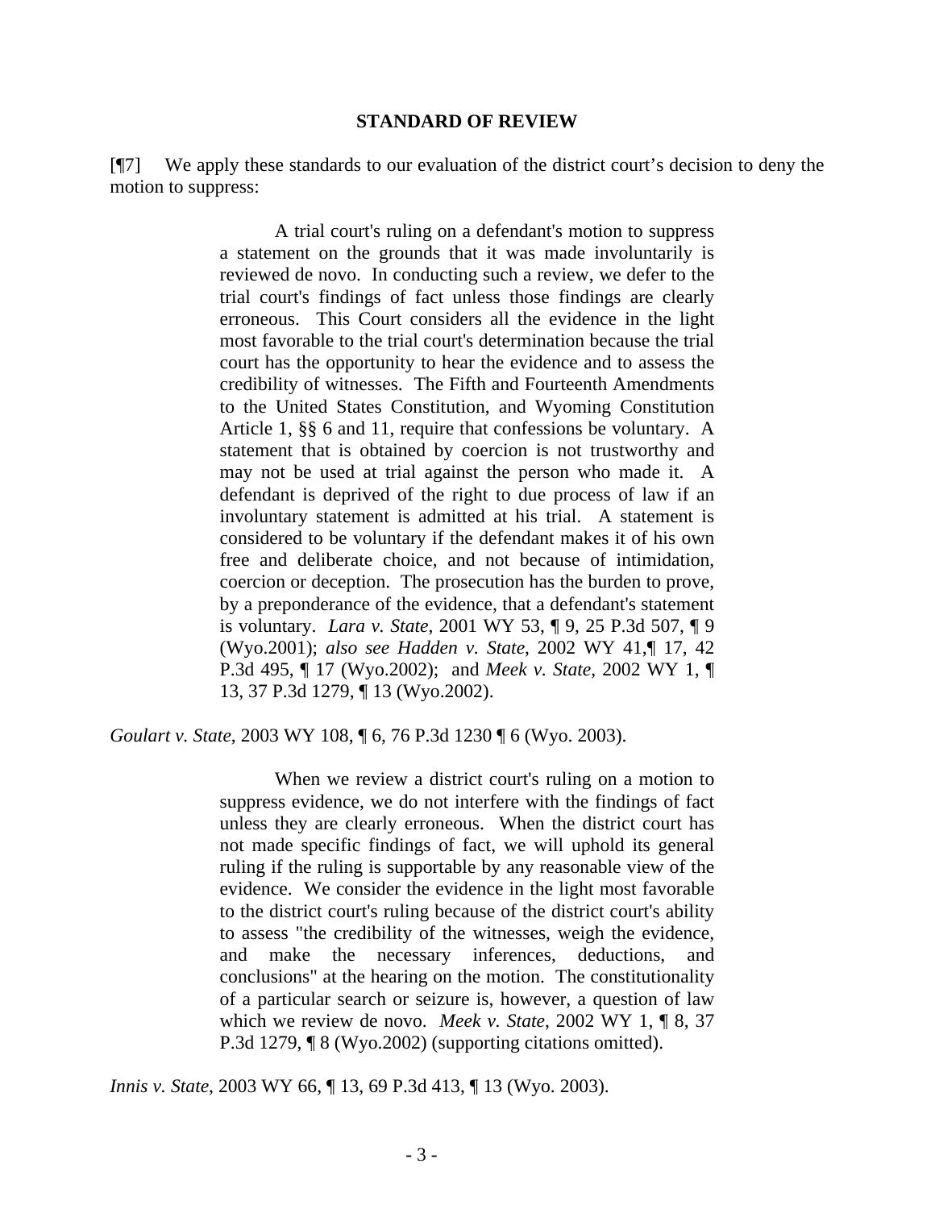## STANDARD OF REVIEW

[¶7] We apply these standards to our evaluation of the district court's decision to deny the motion to suppress:

> A trial court's ruling on a defendant's motion to suppress a statement on the grounds that it was made involuntarily is reviewed de novo. In conducting such a review, we defer to the trial court's findings of fact unless those findings are clearly erroneous. This Court considers all the evidence in the light most favorable to the trial court's determination because the trial court has the opportunity to hear the evidence and to assess the credibility of witnesses. The Fifth and Fourteenth Amendments to the United States Constitution, and Wyoming Constitution Article 1, §§ 6 and 11, require that confessions be voluntary. A statement that is obtained by coercion is not trustworthy and may not be used at trial against the person who made it. A defendant is deprived of the right to due process of law if an involuntary statement is admitted at his trial. A statement is considered to be voluntary if the defendant makes it of his own free and deliberate choice, and not because of intimidation, coercion or deception. The prosecution has the burden to prove, by a preponderance of the evidence, that a defendant's statement is voluntary. *Lara v. State*, 2001 WY 53, ¶ 9, 25 P.3d 507, ¶ 9 (Wyo.2001); *also see Hadden v. State*, 2002 WY 41,¶ 17, 42 P.3d 495, ¶ 17 (Wyo.2002); and *Meek v. State*, 2002 WY 1, ¶ 13, 37 P.3d 1279, ¶ 13 (Wyo.2002).

*Goulart v. State*, 2003 WY 108, ¶ 6, 76 P.3d 1230 ¶ 6 (Wyo. 2003).

> When we review a district court's ruling on a motion to suppress evidence, we do not interfere with the findings of fact unless they are clearly erroneous. When the district court has not made specific findings of fact, we will uphold its general ruling if the ruling is supportable by any reasonable view of the evidence. We consider the evidence in the light most favorable to the district court's ruling because of the district court's ability to assess "the credibility of the witnesses, weigh the evidence, and make the necessary inferences, deductions, and conclusions" at the hearing on the motion. The constitutionality of a particular search or seizure is, however, a question of law which we review de novo. *Meek v. State*, 2002 WY 1, ¶ 8, 37 P.3d 1279, ¶ 8 (Wyo.2002) (supporting citations omitted).

*Innis v. State*, 2003 WY 66, ¶ 13, 69 P.3d 413, ¶ 13 (Wyo. 2003).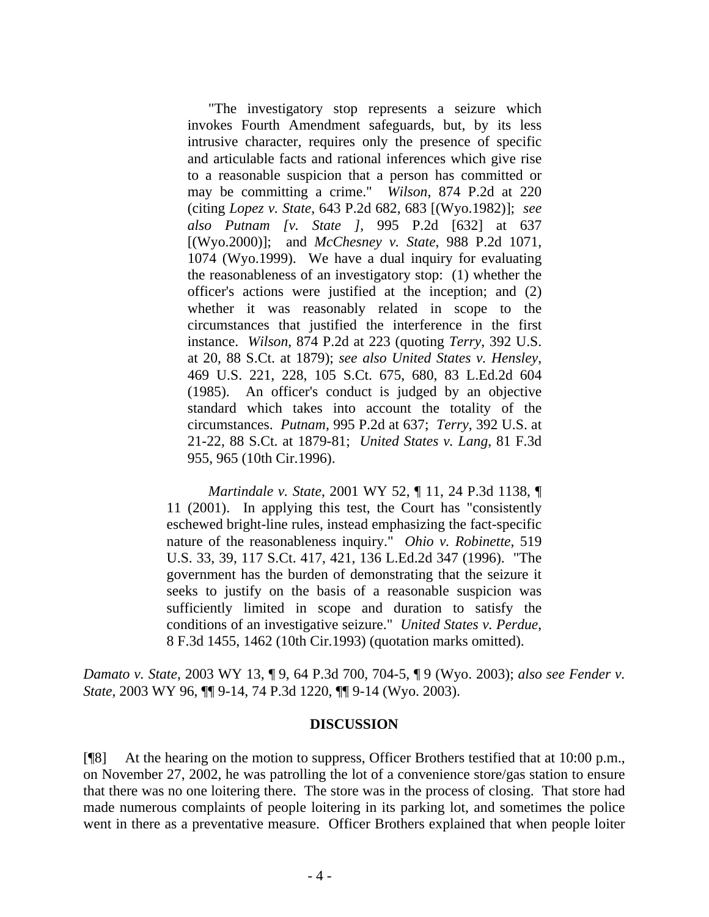> > "The investigatory stop represents a seizure which invokes Fourth Amendment safeguards, but, by its less intrusive character, requires only the presence of specific and articulable facts and rational inferences which give rise to a reasonable suspicion that a person has committed or may be committing a crime." *Wilson*, 874 P.2d at 220 (citing *Lopez v. State*, 643 P.2d 682, 683 [(Wyo.1982)]; *see also Putnam [v. State ]*, 995 P.2d [632] at 637 [(Wyo.2000)]; and *McChesney v. State*, 988 P.2d 1071, 1074 (Wyo.1999). We have a dual inquiry for evaluating the reasonableness of an investigatory stop: (1) whether the officer's actions were justified at the inception; and (2) whether it was reasonably related in scope to the circumstances that justified the interference in the first instance. *Wilson*, 874 P.2d at 223 (quoting *Terry*, 392 U.S. at 20, 88 S.Ct. at 1879); *see also United States v. Hensley*, 469 U.S. 221, 228, 105 S.Ct. 675, 680, 83 L.Ed.2d 604 (1985). An officer's conduct is judged by an objective standard which takes into account the totality of the circumstances. *Putnam*, 995 P.2d at 637; *Terry*, 392 U.S. at 21-22, 88 S.Ct. at 1879-81; *United States v. Lang*, 81 F.3d 955, 965 (10th Cir.1996).
>
> *Martindale v. State*, 2001 WY 52, ¶ 11, 24 P.3d 1138, ¶ 11 (2001). In applying this test, the Court has "consistently eschewed bright-line rules, instead emphasizing the fact-specific nature of the reasonableness inquiry." *Ohio v. Robinette*, 519 U.S. 33, 39, 117 S.Ct. 417, 421, 136 L.Ed.2d 347 (1996). "The government has the burden of demonstrating that the seizure it seeks to justify on the basis of a reasonable suspicion was sufficiently limited in scope and duration to satisfy the conditions of an investigative seizure." *United States v. Perdue*, 8 F.3d 1455, 1462 (10th Cir.1993) (quotation marks omitted).

*Damato v. State*, 2003 WY 13, ¶ 9, 64 P.3d 700, 704-5, ¶ 9 (Wyo. 2003); *also see Fender v. State*, 2003 WY 96, ¶¶ 9-14, 74 P.3d 1220, ¶¶ 9-14 (Wyo. 2003).

## DISCUSSION

[¶8] At the hearing on the motion to suppress, Officer Brothers testified that at 10:00 p.m., on November 27, 2002, he was patrolling the lot of a convenience store/gas station to ensure that there was no one loitering there. The store was in the process of closing. That store had made numerous complaints of people loitering in its parking lot, and sometimes the police went in there as a preventative measure. Officer Brothers explained that when people loiter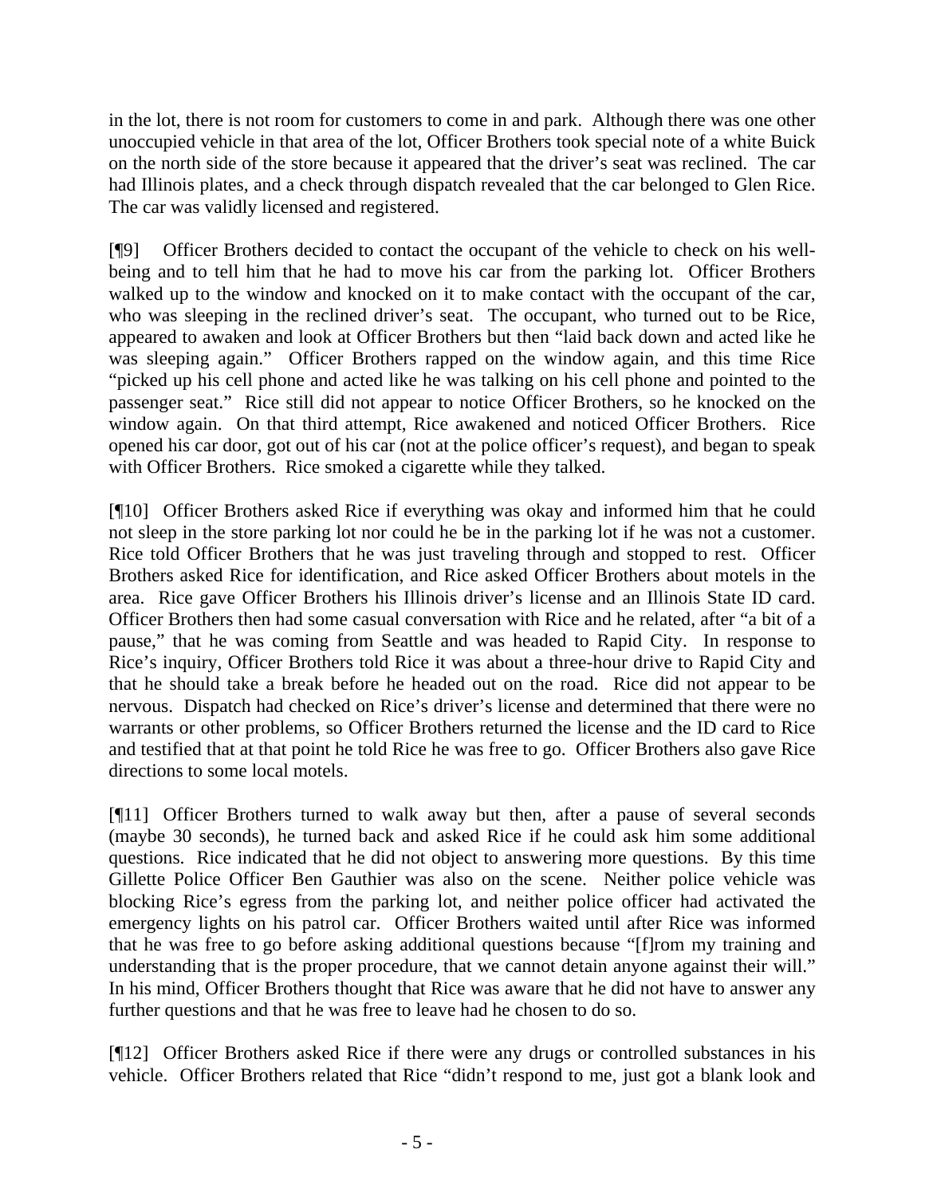in the lot, there is not room for customers to come in and park. Although there was one other unoccupied vehicle in that area of the lot, Officer Brothers took special note of a white Buick on the north side of the store because it appeared that the driver's seat was reclined. The car had Illinois plates, and a check through dispatch revealed that the car belonged to Glen Rice. The car was validly licensed and registered.

[¶9] Officer Brothers decided to contact the occupant of the vehicle to check on his well-being and to tell him that he had to move his car from the parking lot. Officer Brothers walked up to the window and knocked on it to make contact with the occupant of the car, who was sleeping in the reclined driver's seat. The occupant, who turned out to be Rice, appeared to awaken and look at Officer Brothers but then "laid back down and acted like he was sleeping again." Officer Brothers rapped on the window again, and this time Rice "picked up his cell phone and acted like he was talking on his cell phone and pointed to the passenger seat." Rice still did not appear to notice Officer Brothers, so he knocked on the window again. On that third attempt, Rice awakened and noticed Officer Brothers. Rice opened his car door, got out of his car (not at the police officer's request), and began to speak with Officer Brothers. Rice smoked a cigarette while they talked.

[¶10] Officer Brothers asked Rice if everything was okay and informed him that he could not sleep in the store parking lot nor could he be in the parking lot if he was not a customer. Rice told Officer Brothers that he was just traveling through and stopped to rest. Officer Brothers asked Rice for identification, and Rice asked Officer Brothers about motels in the area. Rice gave Officer Brothers his Illinois driver's license and an Illinois State ID card. Officer Brothers then had some casual conversation with Rice and he related, after "a bit of a pause," that he was coming from Seattle and was headed to Rapid City. In response to Rice's inquiry, Officer Brothers told Rice it was about a three-hour drive to Rapid City and that he should take a break before he headed out on the road. Rice did not appear to be nervous. Dispatch had checked on Rice's driver's license and determined that there were no warrants or other problems, so Officer Brothers returned the license and the ID card to Rice and testified that at that point he told Rice he was free to go. Officer Brothers also gave Rice directions to some local motels.

[¶11] Officer Brothers turned to walk away but then, after a pause of several seconds (maybe 30 seconds), he turned back and asked Rice if he could ask him some additional questions. Rice indicated that he did not object to answering more questions. By this time Gillette Police Officer Ben Gauthier was also on the scene. Neither police vehicle was blocking Rice's egress from the parking lot, and neither police officer had activated the emergency lights on his patrol car. Officer Brothers waited until after Rice was informed that he was free to go before asking additional questions because "[f]rom my training and understanding that is the proper procedure, that we cannot detain anyone against their will." In his mind, Officer Brothers thought that Rice was aware that he did not have to answer any further questions and that he was free to leave had he chosen to do so.

[¶12] Officer Brothers asked Rice if there were any drugs or controlled substances in his vehicle. Officer Brothers related that Rice "didn't respond to me, just got a blank look and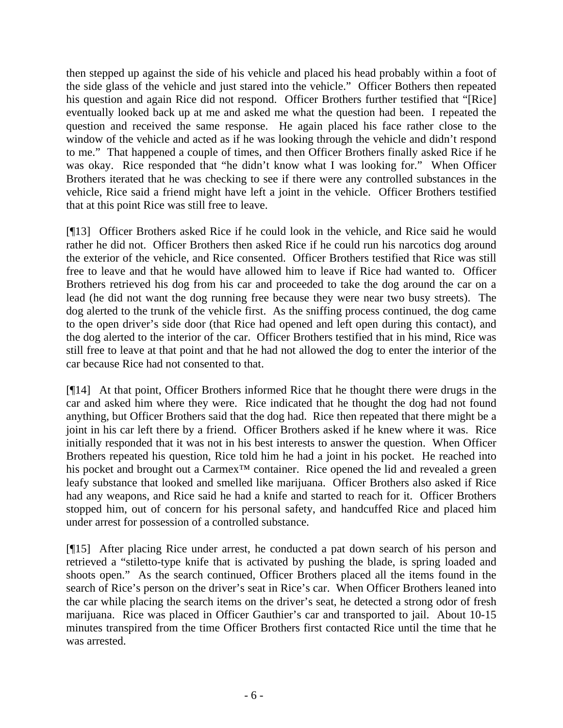then stepped up against the side of his vehicle and placed his head probably within a foot of the side glass of the vehicle and just stared into the vehicle." Officer Bothers then repeated his question and again Rice did not respond. Officer Brothers further testified that "[Rice] eventually looked back up at me and asked me what the question had been. I repeated the question and received the same response. He again placed his face rather close to the window of the vehicle and acted as if he was looking through the vehicle and didn't respond to me." That happened a couple of times, and then Officer Brothers finally asked Rice if he was okay. Rice responded that "he didn't know what I was looking for." When Officer Brothers iterated that he was checking to see if there were any controlled substances in the vehicle, Rice said a friend might have left a joint in the vehicle. Officer Brothers testified that at this point Rice was still free to leave.

[¶13] Officer Brothers asked Rice if he could look in the vehicle, and Rice said he would rather he did not. Officer Brothers then asked Rice if he could run his narcotics dog around the exterior of the vehicle, and Rice consented. Officer Brothers testified that Rice was still free to leave and that he would have allowed him to leave if Rice had wanted to. Officer Brothers retrieved his dog from his car and proceeded to take the dog around the car on a lead (he did not want the dog running free because they were near two busy streets). The dog alerted to the trunk of the vehicle first. As the sniffing process continued, the dog came to the open driver's side door (that Rice had opened and left open during this contact), and the dog alerted to the interior of the car. Officer Brothers testified that in his mind, Rice was still free to leave at that point and that he had not allowed the dog to enter the interior of the car because Rice had not consented to that.

[¶14] At that point, Officer Brothers informed Rice that he thought there were drugs in the car and asked him where they were. Rice indicated that he thought the dog had not found anything, but Officer Brothers said that the dog had. Rice then repeated that there might be a joint in his car left there by a friend. Officer Brothers asked if he knew where it was. Rice initially responded that it was not in his best interests to answer the question. When Officer Brothers repeated his question, Rice told him he had a joint in his pocket. He reached into his pocket and brought out a Carmex™ container. Rice opened the lid and revealed a green leafy substance that looked and smelled like marijuana. Officer Brothers also asked if Rice had any weapons, and Rice said he had a knife and started to reach for it. Officer Brothers stopped him, out of concern for his personal safety, and handcuffed Rice and placed him under arrest for possession of a controlled substance.

[¶15] After placing Rice under arrest, he conducted a pat down search of his person and retrieved a "stiletto-type knife that is activated by pushing the blade, is spring loaded and shoots open." As the search continued, Officer Brothers placed all the items found in the search of Rice's person on the driver's seat in Rice's car. When Officer Brothers leaned into the car while placing the search items on the driver's seat, he detected a strong odor of fresh marijuana. Rice was placed in Officer Gauthier's car and transported to jail. About 10-15 minutes transpired from the time Officer Brothers first contacted Rice until the time that he was arrested.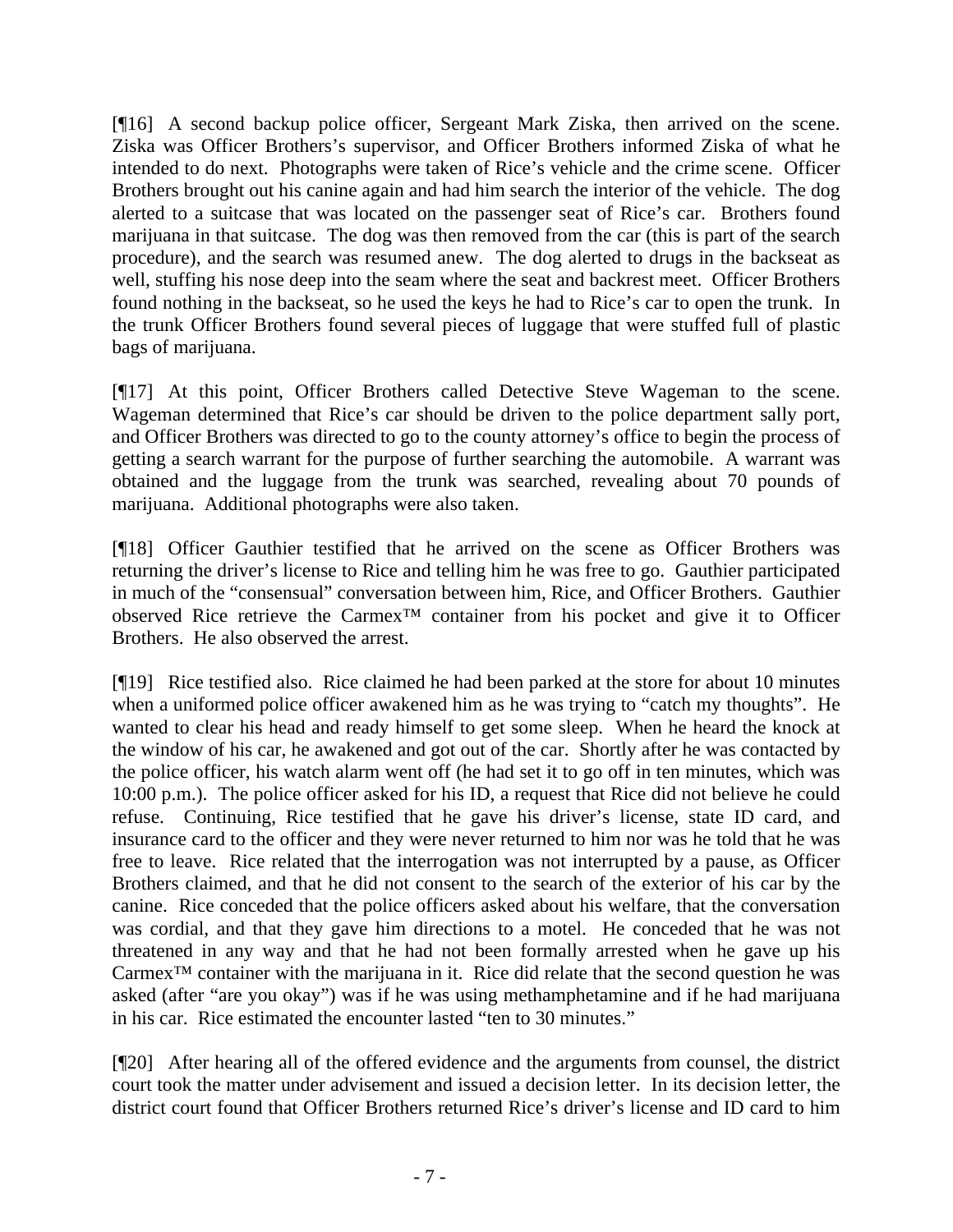[¶16] A second backup police officer, Sergeant Mark Ziska, then arrived on the scene. Ziska was Officer Brothers's supervisor, and Officer Brothers informed Ziska of what he intended to do next. Photographs were taken of Rice's vehicle and the crime scene. Officer Brothers brought out his canine again and had him search the interior of the vehicle. The dog alerted to a suitcase that was located on the passenger seat of Rice's car. Brothers found marijuana in that suitcase. The dog was then removed from the car (this is part of the search procedure), and the search was resumed anew. The dog alerted to drugs in the backseat as well, stuffing his nose deep into the seam where the seat and backrest meet. Officer Brothers found nothing in the backseat, so he used the keys he had to Rice's car to open the trunk. In the trunk Officer Brothers found several pieces of luggage that were stuffed full of plastic bags of marijuana.

[¶17] At this point, Officer Brothers called Detective Steve Wageman to the scene. Wageman determined that Rice's car should be driven to the police department sally port, and Officer Brothers was directed to go to the county attorney's office to begin the process of getting a search warrant for the purpose of further searching the automobile. A warrant was obtained and the luggage from the trunk was searched, revealing about 70 pounds of marijuana. Additional photographs were also taken.

[¶18] Officer Gauthier testified that he arrived on the scene as Officer Brothers was returning the driver's license to Rice and telling him he was free to go. Gauthier participated in much of the "consensual" conversation between him, Rice, and Officer Brothers. Gauthier observed Rice retrieve the Carmex™ container from his pocket and give it to Officer Brothers. He also observed the arrest.

[¶19] Rice testified also. Rice claimed he had been parked at the store for about 10 minutes when a uniformed police officer awakened him as he was trying to "catch my thoughts". He wanted to clear his head and ready himself to get some sleep. When he heard the knock at the window of his car, he awakened and got out of the car. Shortly after he was contacted by the police officer, his watch alarm went off (he had set it to go off in ten minutes, which was 10:00 p.m.). The police officer asked for his ID, a request that Rice did not believe he could refuse. Continuing, Rice testified that he gave his driver's license, state ID card, and insurance card to the officer and they were never returned to him nor was he told that he was free to leave. Rice related that the interrogation was not interrupted by a pause, as Officer Brothers claimed, and that he did not consent to the search of the exterior of his car by the canine. Rice conceded that the police officers asked about his welfare, that the conversation was cordial, and that they gave him directions to a motel. He conceded that he was not threatened in any way and that he had not been formally arrested when he gave up his Carmex™ container with the marijuana in it. Rice did relate that the second question he was asked (after "are you okay") was if he was using methamphetamine and if he had marijuana in his car. Rice estimated the encounter lasted "ten to 30 minutes."

[¶20] After hearing all of the offered evidence and the arguments from counsel, the district court took the matter under advisement and issued a decision letter. In its decision letter, the district court found that Officer Brothers returned Rice's driver's license and ID card to him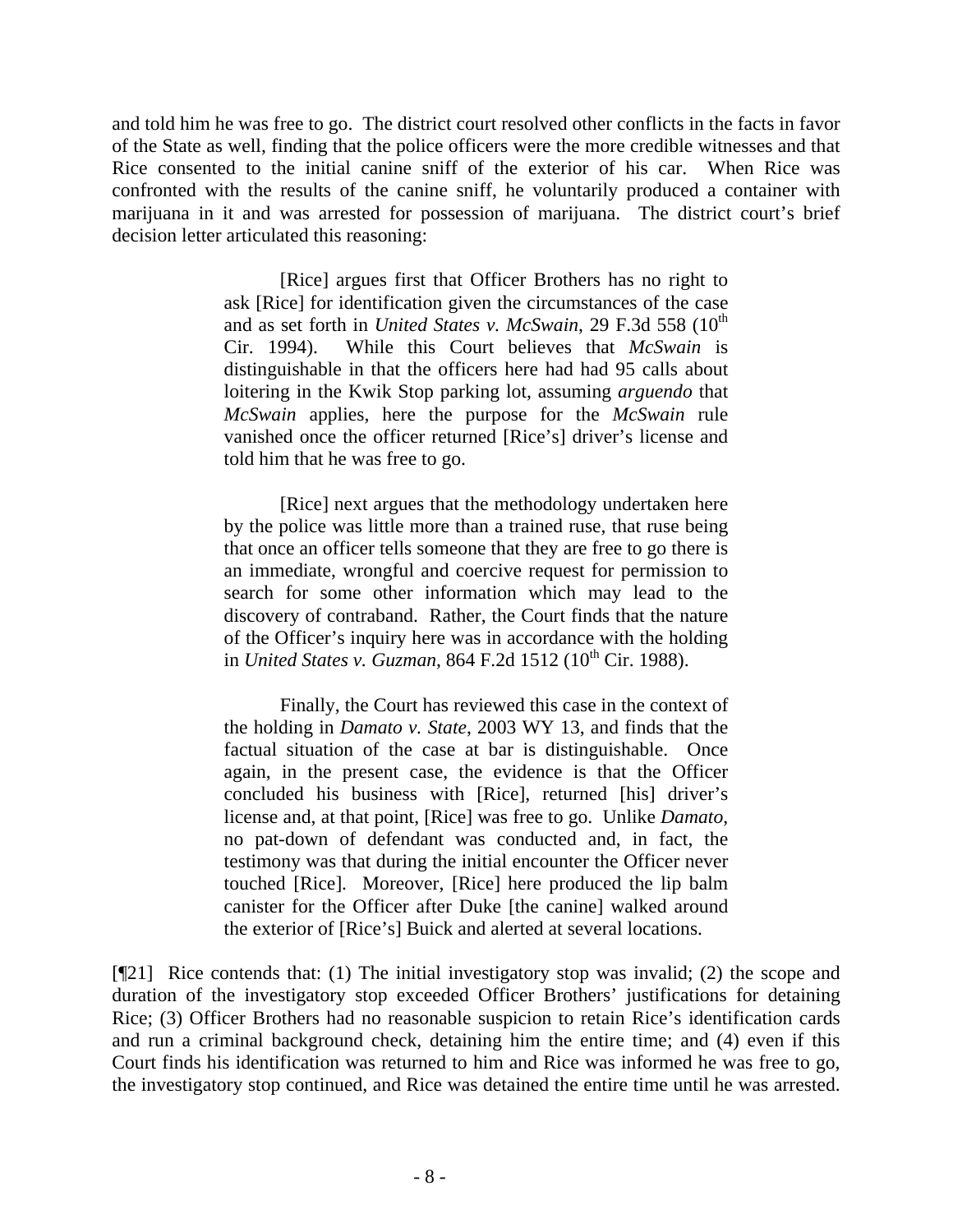and told him he was free to go. The district court resolved other conflicts in the facts in favor of the State as well, finding that the police officers were the more credible witnesses and that Rice consented to the initial canine sniff of the exterior of his car. When Rice was confronted with the results of the canine sniff, he voluntarily produced a container with marijuana in it and was arrested for possession of marijuana. The district court's brief decision letter articulated this reasoning:

> [Rice] argues first that Officer Brothers has no right to ask [Rice] for identification given the circumstances of the case and as set forth in *United States v. McSwain*, 29 F.3d 558 (10th Cir. 1994). While this Court believes that *McSwain* is distinguishable in that the officers here had had 95 calls about loitering in the Kwik Stop parking lot, assuming *arguendo* that *McSwain* applies, here the purpose for the *McSwain* rule vanished once the officer returned [Rice's] driver's license and told him that he was free to go.
>
> [Rice] next argues that the methodology undertaken here by the police was little more than a trained ruse, that ruse being that once an officer tells someone that they are free to go there is an immediate, wrongful and coercive request for permission to search for some other information which may lead to the discovery of contraband. Rather, the Court finds that the nature of the Officer's inquiry here was in accordance with the holding in *United States v. Guzman*, 864 F.2d 1512 (10th Cir. 1988).
>
> Finally, the Court has reviewed this case in the context of the holding in *Damato v. State*, 2003 WY 13, and finds that the factual situation of the case at bar is distinguishable. Once again, in the present case, the evidence is that the Officer concluded his business with [Rice], returned [his] driver's license and, at that point, [Rice] was free to go. Unlike *Damato*, no pat-down of defendant was conducted and, in fact, the testimony was that during the initial encounter the Officer never touched [Rice]. Moreover, [Rice] here produced the lip balm canister for the Officer after Duke [the canine] walked around the exterior of [Rice's] Buick and alerted at several locations.

[¶21] Rice contends that: (1) The initial investigatory stop was invalid; (2) the scope and duration of the investigatory stop exceeded Officer Brothers' justifications for detaining Rice; (3) Officer Brothers had no reasonable suspicion to retain Rice's identification cards and run a criminal background check, detaining him the entire time; and (4) even if this Court finds his identification was returned to him and Rice was informed he was free to go, the investigatory stop continued, and Rice was detained the entire time until he was arrested.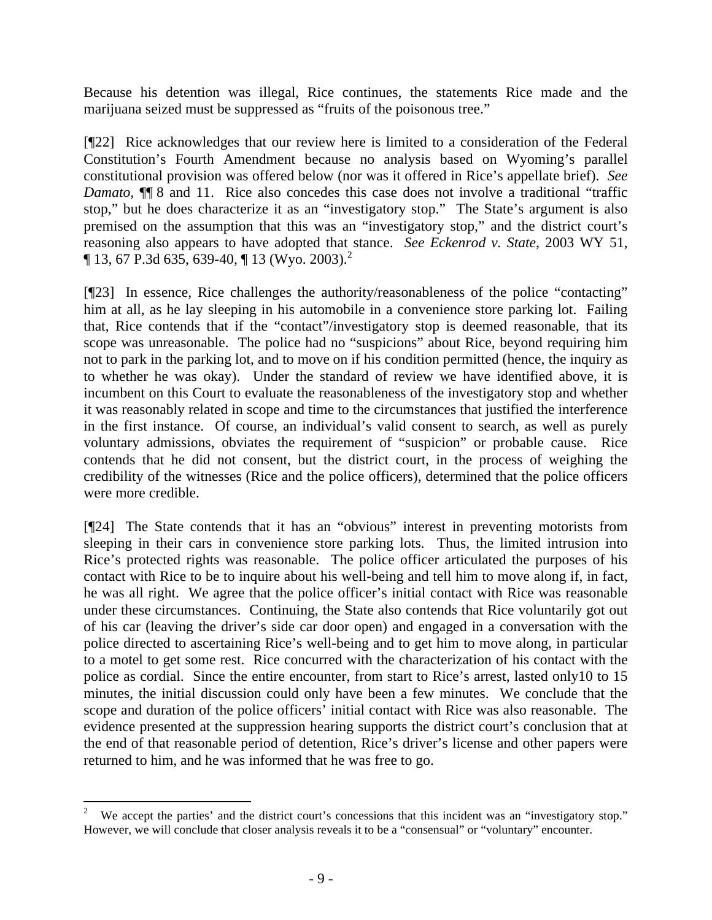Because his detention was illegal, Rice continues, the statements Rice made and the marijuana seized must be suppressed as "fruits of the poisonous tree."

[¶22] Rice acknowledges that our review here is limited to a consideration of the Federal Constitution's Fourth Amendment because no analysis based on Wyoming's parallel constitutional provision was offered below (nor was it offered in Rice's appellate brief). *See Damato*, ¶¶ 8 and 11. Rice also concedes this case does not involve a traditional "traffic stop," but he does characterize it as an "investigatory stop." The State's argument is also premised on the assumption that this was an "investigatory stop," and the district court's reasoning also appears to have adopted that stance. *See Eckenrod v. State*, 2003 WY 51, ¶ 13, 67 P.3d 635, 639-40, ¶ 13 (Wyo. 2003).[2]

[¶23] In essence, Rice challenges the authority/reasonableness of the police "contacting" him at all, as he lay sleeping in his automobile in a convenience store parking lot. Failing that, Rice contends that if the "contact"/investigatory stop is deemed reasonable, that its scope was unreasonable. The police had no "suspicions" about Rice, beyond requiring him not to park in the parking lot, and to move on if his condition permitted (hence, the inquiry as to whether he was okay). Under the standard of review we have identified above, it is incumbent on this Court to evaluate the reasonableness of the investigatory stop and whether it was reasonably related in scope and time to the circumstances that justified the interference in the first instance. Of course, an individual's valid consent to search, as well as purely voluntary admissions, obviates the requirement of "suspicion" or probable cause. Rice contends that he did not consent, but the district court, in the process of weighing the credibility of the witnesses (Rice and the police officers), determined that the police officers were more credible.

[¶24] The State contends that it has an "obvious" interest in preventing motorists from sleeping in their cars in convenience store parking lots. Thus, the limited intrusion into Rice's protected rights was reasonable. The police officer articulated the purposes of his contact with Rice to be to inquire about his well-being and tell him to move along if, in fact, he was all right. We agree that the police officer's initial contact with Rice was reasonable under these circumstances. Continuing, the State also contends that Rice voluntarily got out of his car (leaving the driver's side car door open) and engaged in a conversation with the police directed to ascertaining Rice's well-being and to get him to move along, in particular to a motel to get some rest. Rice concurred with the characterization of his contact with the police as cordial. Since the entire encounter, from start to Rice's arrest, lasted only10 to 15 minutes, the initial discussion could only have been a few minutes. We conclude that the scope and duration of the police officers' initial contact with Rice was also reasonable. The evidence presented at the suppression hearing supports the district court's conclusion that at the end of that reasonable period of detention, Rice's driver's license and other papers were returned to him, and he was informed that he was free to go.

---

[2] We accept the parties' and the district court's concessions that this incident was an "investigatory stop." However, we will conclude that closer analysis reveals it to be a "consensual" or "voluntary" encounter.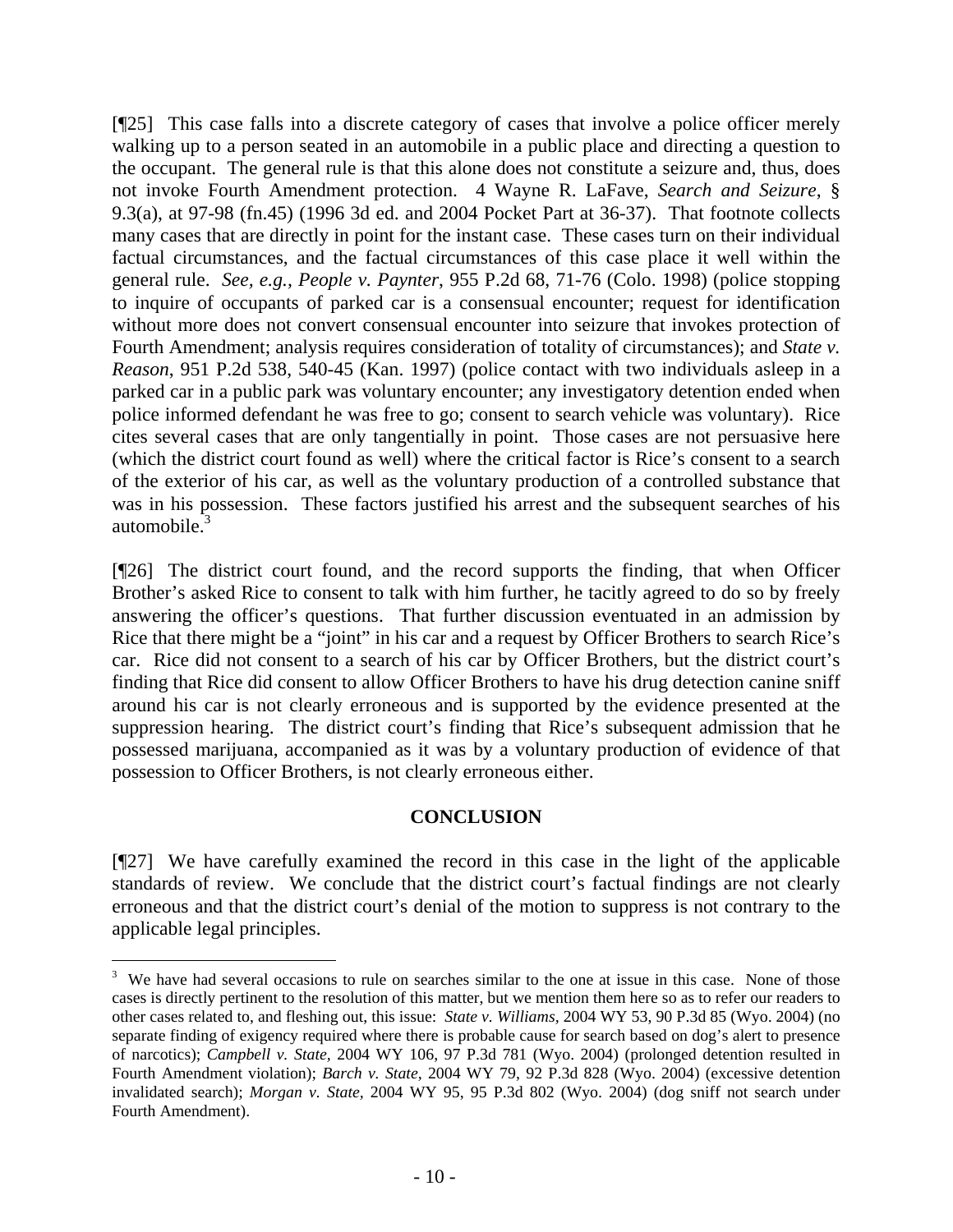[¶25] This case falls into a discrete category of cases that involve a police officer merely walking up to a person seated in an automobile in a public place and directing a question to the occupant. The general rule is that this alone does not constitute a seizure and, thus, does not invoke Fourth Amendment protection. 4 Wayne R. LaFave, *Search and Seizure*, § 9.3(a), at 97-98 (fn.45) (1996 3d ed. and 2004 Pocket Part at 36-37). That footnote collects many cases that are directly in point for the instant case. These cases turn on their individual factual circumstances, and the factual circumstances of this case place it well within the general rule. *See, e.g., People v. Paynter*, 955 P.2d 68, 71-76 (Colo. 1998) (police stopping to inquire of occupants of parked car is a consensual encounter; request for identification without more does not convert consensual encounter into seizure that invokes protection of Fourth Amendment; analysis requires consideration of totality of circumstances); and *State v. Reason*, 951 P.2d 538, 540-45 (Kan. 1997) (police contact with two individuals asleep in a parked car in a public park was voluntary encounter; any investigatory detention ended when police informed defendant he was free to go; consent to search vehicle was voluntary). Rice cites several cases that are only tangentially in point. Those cases are not persuasive here (which the district court found as well) where the critical factor is Rice's consent to a search of the exterior of his car, as well as the voluntary production of a controlled substance that was in his possession. These factors justified his arrest and the subsequent searches of his automobile.[3]

[¶26] The district court found, and the record supports the finding, that when Officer Brother's asked Rice to consent to talk with him further, he tacitly agreed to do so by freely answering the officer's questions. That further discussion eventuated in an admission by Rice that there might be a "joint" in his car and a request by Officer Brothers to search Rice's car. Rice did not consent to a search of his car by Officer Brothers, but the district court's finding that Rice did consent to allow Officer Brothers to have his drug detection canine sniff around his car is not clearly erroneous and is supported by the evidence presented at the suppression hearing. The district court's finding that Rice's subsequent admission that he possessed marijuana, accompanied as it was by a voluntary production of evidence of that possession to Officer Brothers, is not clearly erroneous either.

## CONCLUSION

[¶27] We have carefully examined the record in this case in the light of the applicable standards of review. We conclude that the district court's factual findings are not clearly erroneous and that the district court's denial of the motion to suppress is not contrary to the applicable legal principles.

---

[3] We have had several occasions to rule on searches similar to the one at issue in this case. None of those cases is directly pertinent to the resolution of this matter, but we mention them here so as to refer our readers to other cases related to, and fleshing out, this issue: *State v. Williams*, 2004 WY 53, 90 P.3d 85 (Wyo. 2004) (no separate finding of exigency required where there is probable cause for search based on dog's alert to presence of narcotics); *Campbell v. State*, 2004 WY 106, 97 P.3d 781 (Wyo. 2004) (prolonged detention resulted in Fourth Amendment violation); *Barch v. State*, 2004 WY 79, 92 P.3d 828 (Wyo. 2004) (excessive detention invalidated search); *Morgan v. State*, 2004 WY 95, 95 P.3d 802 (Wyo. 2004) (dog sniff not search under Fourth Amendment).